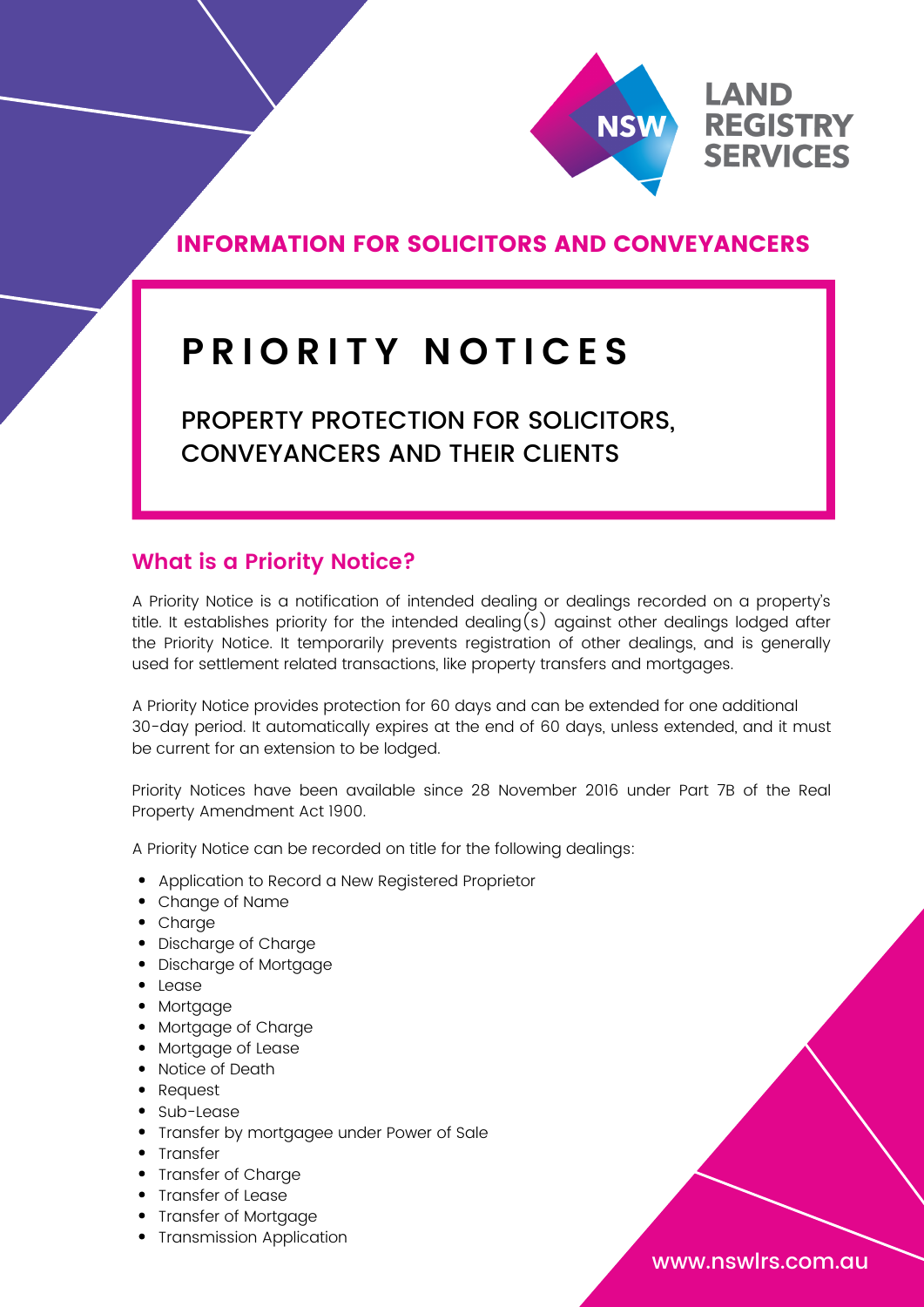NSW LAND REGISTRY SERVICES

## INFORMATION FOR SOLICITORS AND CONVEYANCERS

# PRIORITY NOTICES

## PROPERTY PROTECTION FOR SOLICITORS, CONVEYANCERS AND THEIR CLIENTS

### What is a Priority Notice?

A Priority Notice is a notification of intended dealing or dealings recorded on a property's title. It establishes priority for the intended dealing(s) against other dealings lodged after the Priority Notice. It temporarily prevents registration of other dealings, and is generally used for settlement related transactions, like property transfers and mortgages.

A Priority Notice provides protection for 60 days and can be extended for one additional 30-day period. It automatically expires at the end of 60 days, unless extended, and it must be current for an extension to be lodged.

Priority Notices have been available since 28 November 2016 under Part 7B of the Real Property Amendment Act 1900.

A Priority Notice can be recorded on title for the following dealings:

- Application to Record a New Registered Proprietor
- Change of Name
- Charge
- Discharge of Charge
- Discharge of Mortgage
- Lease
- Mortgage
- Mortgage of Charge
- Mortgage of Lease
- Notice of Death
- Request
- Sub-Lease
- Transfer by mortgagee under Power of Sale
- Transfer
- Transfer of Charge
- Transfer of Lease
- Transfer of Mortgage
- Transmission Application

www.nswlrs.com.au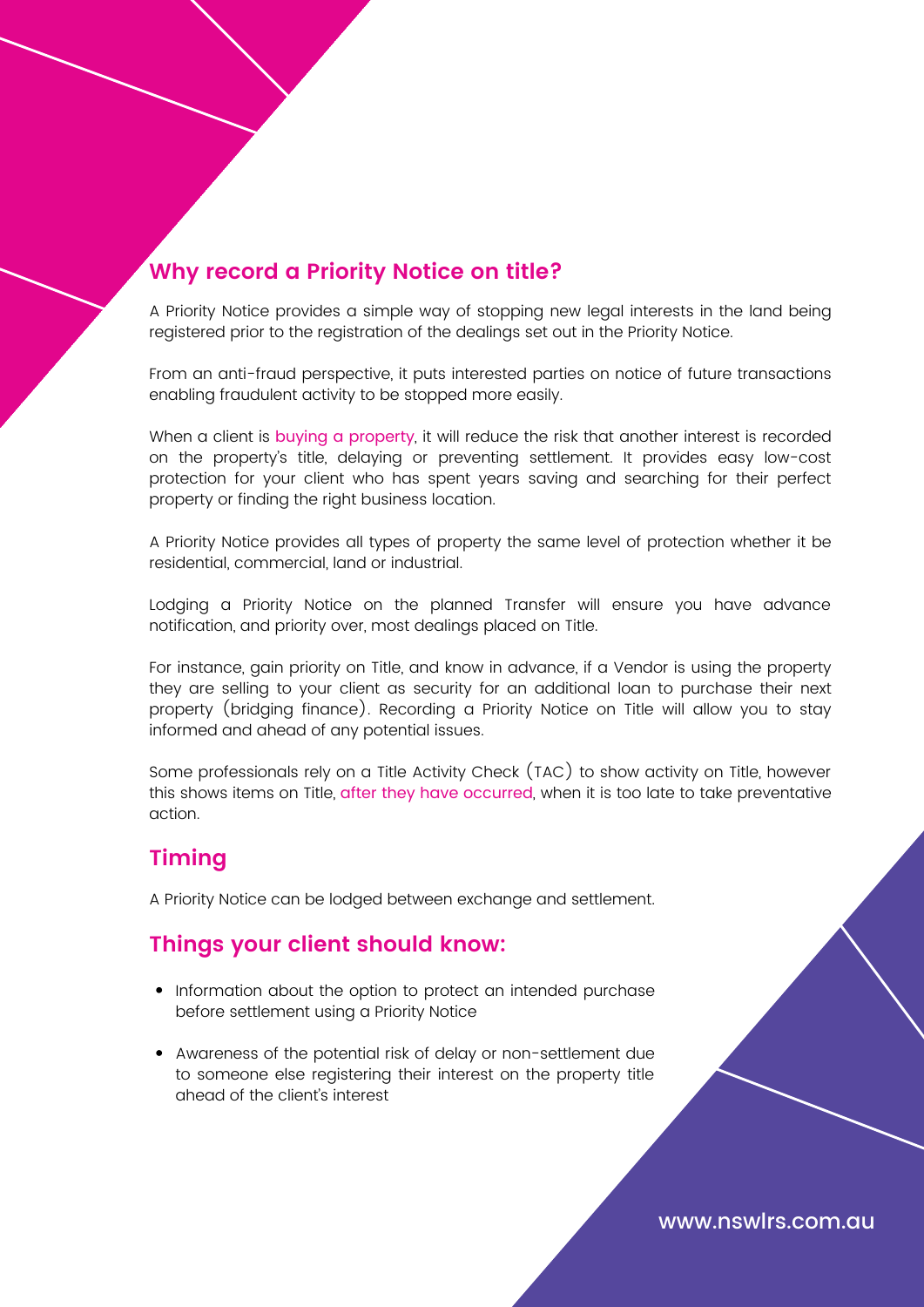## Why record a Priority Notice on title?

A Priority Notice provides a simple way of stopping new legal interests in the land being registered prior to the registration of the dealings set out in the Priority Notice.

From an anti-fraud perspective, it puts interested parties on notice of future transactions enabling fraudulent activity to be stopped more easily.

When a client is buying a property, it will reduce the risk that another interest is recorded on the property's title, delaying or preventing settlement. It provides easy low-cost protection for your client who has spent years saving and searching for their perfect property or finding the right business location.

A Priority Notice provides all types of property the same level of protection whether it be residential, commercial, land or industrial.

Lodging a Priority Notice on the planned Transfer will ensure you have advance notification, and priority over, most dealings placed on Title.

For instance, gain priority on Title, and know in advance, if a Vendor is using the property they are selling to your client as security for an additional loan to purchase their next property (bridging finance). Recording a Priority Notice on Title will allow you to stay informed and ahead of any potential issues.

Some professionals rely on a Title Activity Check (TAC) to show activity on Title, however this shows items on Title, after they have occurred, when it is too late to take preventative action.

## Timing

A Priority Notice can be lodged between exchange and settlement.

## Things your client should know:

- Information about the option to protect an intended purchase before settlement using a Priority Notice
- Awareness of the potential risk of delay or non-settlement due to someone else registering their interest on the property title ahead of the client's interest

www.nswlrs.com.au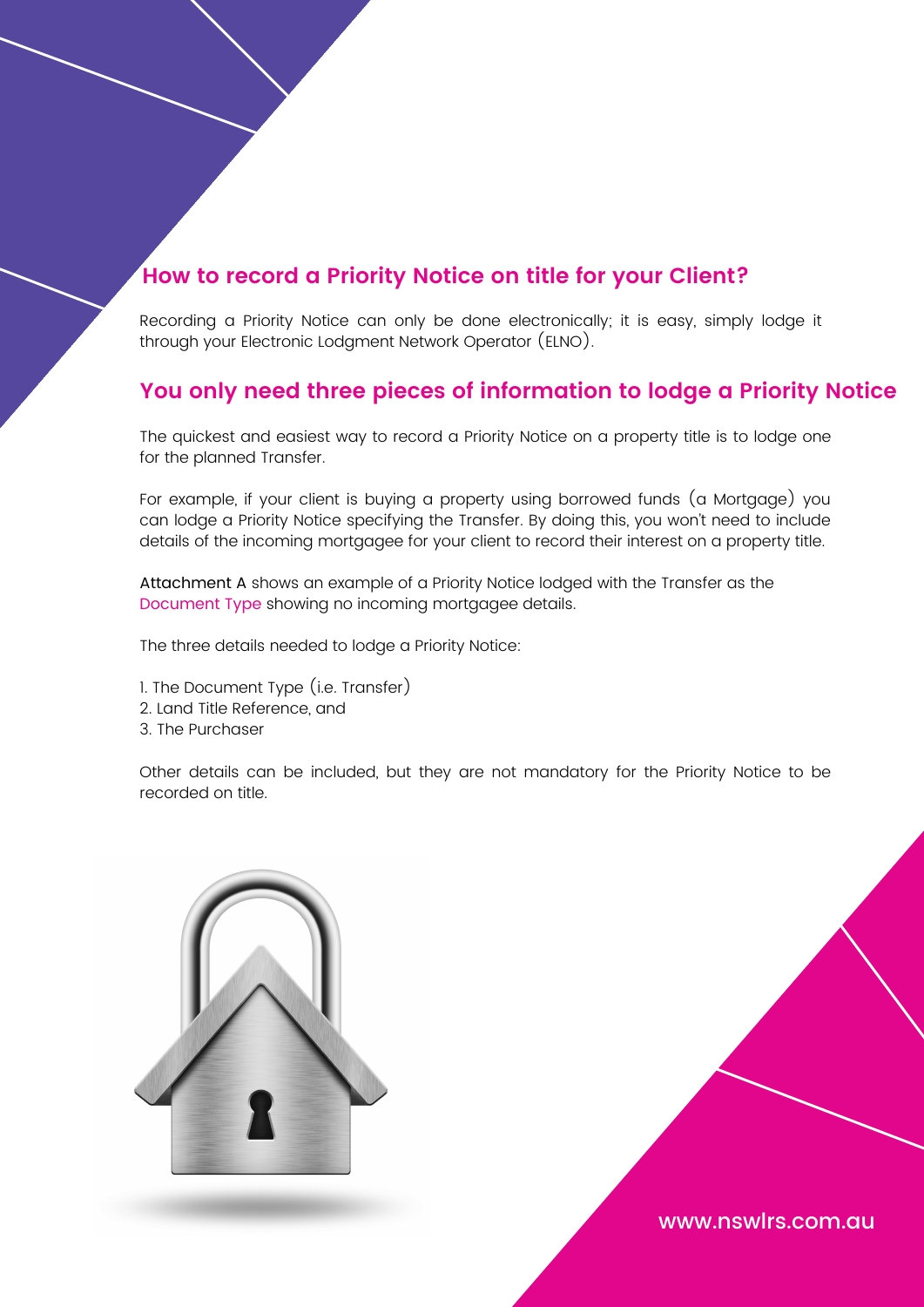## How to record a Priority Notice on title for your Client?

Recording a Priority Notice can only be done electronically; it is easy, simply lodge it through your Electronic Lodgment Network Operator (ELNO).

## You only need three pieces of information to lodge a Priority Notice

The quickest and easiest way to record a Priority Notice on a property title is to lodge one for the planned Transfer.

For example, if your client is buying a property using borrowed funds (a Mortgage) you can lodge a Priority Notice specifying the Transfer. By doing this, you won't need to include details of the incoming mortgagee for your client to record their interest on a property title.

Attachment A shows an example of a Priority Notice lodged with the Transfer as the Document Type showing no incoming mortgagee details.

The three details needed to lodge a Priority Notice:

1. The Document Type (i.e. Transfer)
2. Land Title Reference, and
3. The Purchaser

Other details can be included, but they are not mandatory for the Priority Notice to be recorded on title.

www.nswlrs.com.au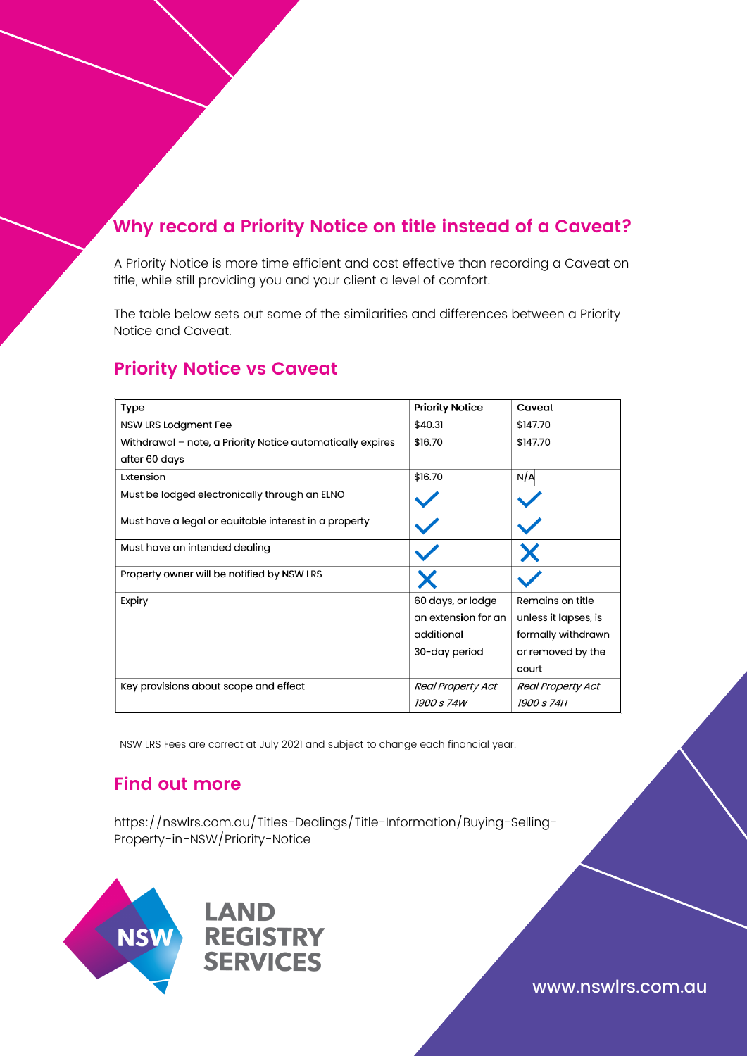## Why record a Priority Notice on title instead of a Caveat?

A Priority Notice is more time efficient and cost effective than recording a Caveat on title, while still providing you and your client a level of comfort.

The table below sets out some of the similarities and differences between a Priority Notice and Caveat.

## Priority Notice vs Caveat

| Type | Priority Notice | Caveat |
|---|---|---|
| NSW LRS Lodgment Fee | $40.31 | $147.70 |
| Withdrawal – note, a Priority Notice automatically expires after 60 days | $16.70 | $147.70 |
| Extension | $16.70 | N/A |
| Must be lodged electronically through an ELNO | ✓ | ✓ |
| Must have a legal or equitable interest in a property | ✓ | ✓ |
| Must have an intended dealing | ✓ | ✗ |
| Property owner will be notified by NSW LRS | ✗ | ✓ |
| Expiry | 60 days, or lodge an extension for an additional 30-day period | Remains on title unless it lapses, is formally withdrawn or removed by the court |
| Key provisions about scope and effect | *Real Property Act 1900 s 74W* | *Real Property Act 1900 s 74H* |

NSW LRS Fees are correct at July 2021 and subject to change each financial year.

## Find out more

https://nswlrs.com.au/Titles-Dealings/Title-Information/Buying-Selling-Property-in-NSW/Priority-Notice

NSW LAND REGISTRY SERVICES

www.nswlrs.com.au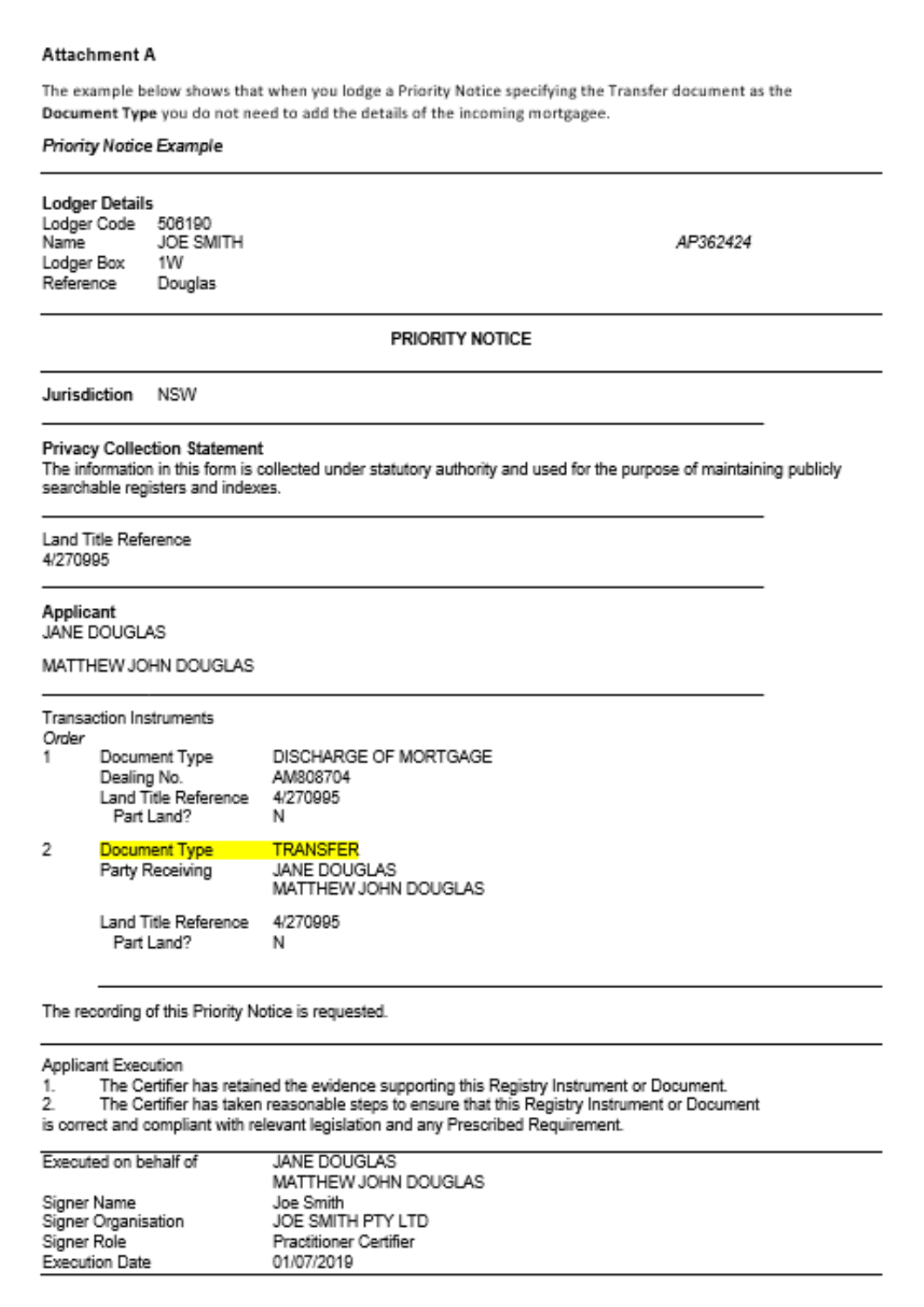**Attachment A**

The example below shows that when you lodge a Priority Notice specifying the Transfer document as the **Document Type** you do not need to add the details of the incoming mortgagee.

***Priority Notice Example***

---

**Lodger Details**

| | | |
|---|---|---|
| Lodger Code | 506190 | *AP362424* |
| Name | JOE SMITH | |
| Lodger Box | 1W | |
| Reference | Douglas | |

---

**PRIORITY NOTICE**

---

**Jurisdiction** NSW

---

**Privacy Collection Statement**

The information in this form is collected under statutory authority and used for the purpose of maintaining publicly searchable registers and indexes.

---

Land Title Reference

4/270995

---

**Applicant**

JANE DOUGLAS

MATTHEW JOHN DOUGLAS

---

Transaction Instruments

| *Order* | | |
|---|---|---|
| 1 | Document Type | DISCHARGE OF MORTGAGE |
| | Dealing No. | AM808704 |
| | Land Title Reference | 4/270995 |
| | Part Land? | N |
| 2 | Document Type | TRANSFER |
| | Party Receiving | JANE DOUGLAS<br>MATTHEW JOHN DOUGLAS |
| | Land Title Reference | 4/270995 |
| | Part Land? | N |

---

The recording of this Priority Notice is requested.

---

Applicant Execution

1. The Certifier has retained the evidence supporting this Registry Instrument or Document.
2. The Certifier has taken reasonable steps to ensure that this Registry Instrument or Document is correct and compliant with relevant legislation and any Prescribed Requirement.

---

| | |
|---|---|
| Executed on behalf of | JANE DOUGLAS<br>MATTHEW JOHN DOUGLAS |
| Signer Name | Joe Smith |
| Signer Organisation | JOE SMITH PTY LTD |
| Signer Role | Practitioner Certifier |
| Execution Date | 01/07/2019 |